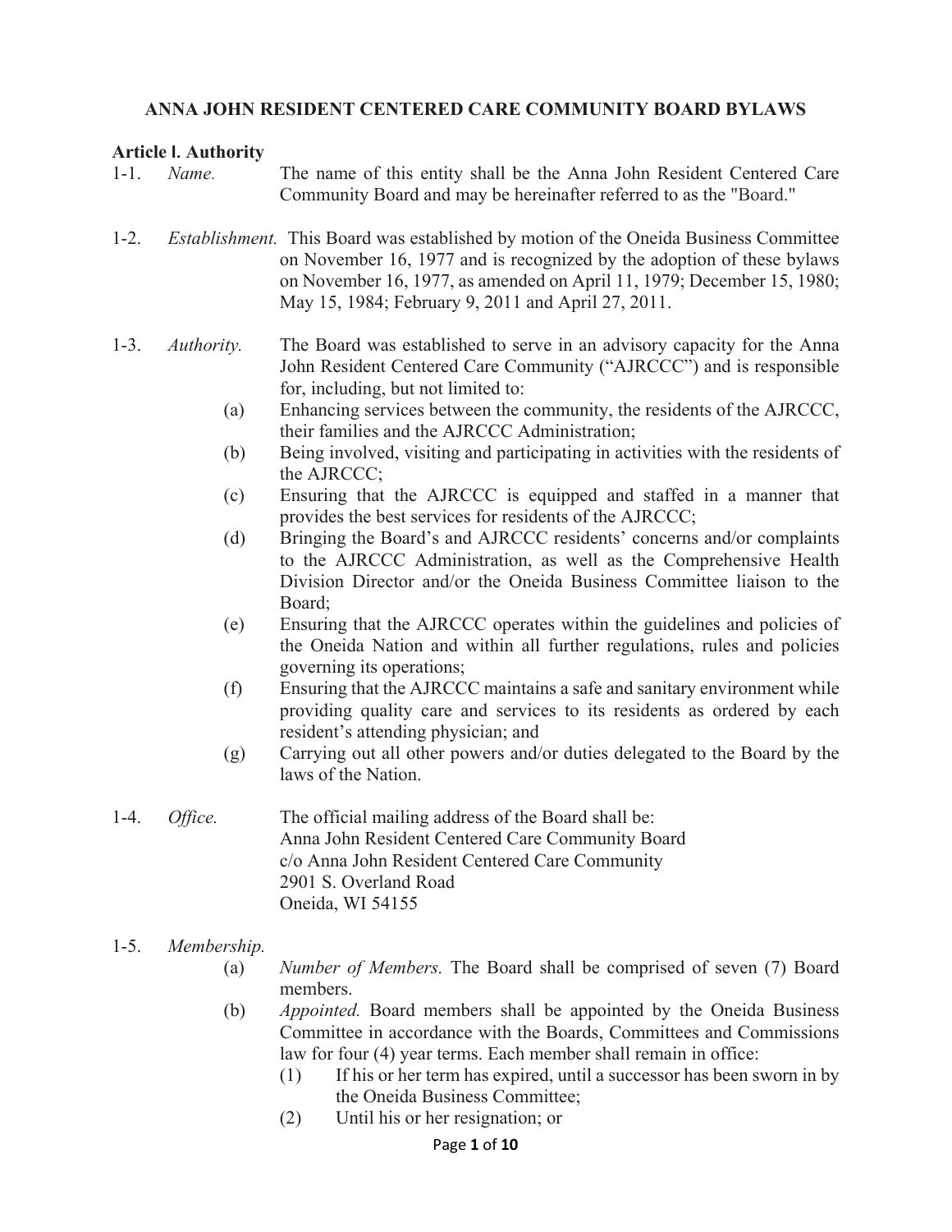# ANNA JOHN RESIDENT CENTERED CARE COMMUNITY BOARD BYLAWS

## Article I. Authority

1-1. *Name.* The name of this entity shall be the Anna John Resident Centered Care Community Board and may be hereinafter referred to as the "Board."

1-2. *Establishment.* This Board was established by motion of the Oneida Business Committee on November 16, 1977 and is recognized by the adoption of these bylaws on November 16, 1977, as amended on April 11, 1979; December 15, 1980; May 15, 1984; February 9, 2011 and April 27, 2011.

1-3. *Authority.* The Board was established to serve in an advisory capacity for the Anna John Resident Centered Care Community ("AJRCCC") and is responsible for, including, but not limited to:

- (a) Enhancing services between the community, the residents of the AJRCCC, their families and the AJRCCC Administration;
- (b) Being involved, visiting and participating in activities with the residents of the AJRCCC;
- (c) Ensuring that the AJRCCC is equipped and staffed in a manner that provides the best services for residents of the AJRCCC;
- (d) Bringing the Board's and AJRCCC residents' concerns and/or complaints to the AJRCCC Administration, as well as the Comprehensive Health Division Director and/or the Oneida Business Committee liaison to the Board;
- (e) Ensuring that the AJRCCC operates within the guidelines and policies of the Oneida Nation and within all further regulations, rules and policies governing its operations;
- (f) Ensuring that the AJRCCC maintains a safe and sanitary environment while providing quality care and services to its residents as ordered by each resident's attending physician; and
- (g) Carrying out all other powers and/or duties delegated to the Board by the laws of the Nation.

1-4. *Office.* The official mailing address of the Board shall be:
Anna John Resident Centered Care Community Board
c/o Anna John Resident Centered Care Community
2901 S. Overland Road
Oneida, WI 54155

1-5. *Membership.*

- (a) *Number of Members.* The Board shall be comprised of seven (7) Board members.
- (b) *Appointed.* Board members shall be appointed by the Oneida Business Committee in accordance with the Boards, Committees and Commissions law for four (4) year terms. Each member shall remain in office:
  - (1) If his or her term has expired, until a successor has been sworn in by the Oneida Business Committee;
  - (2) Until his or her resignation; or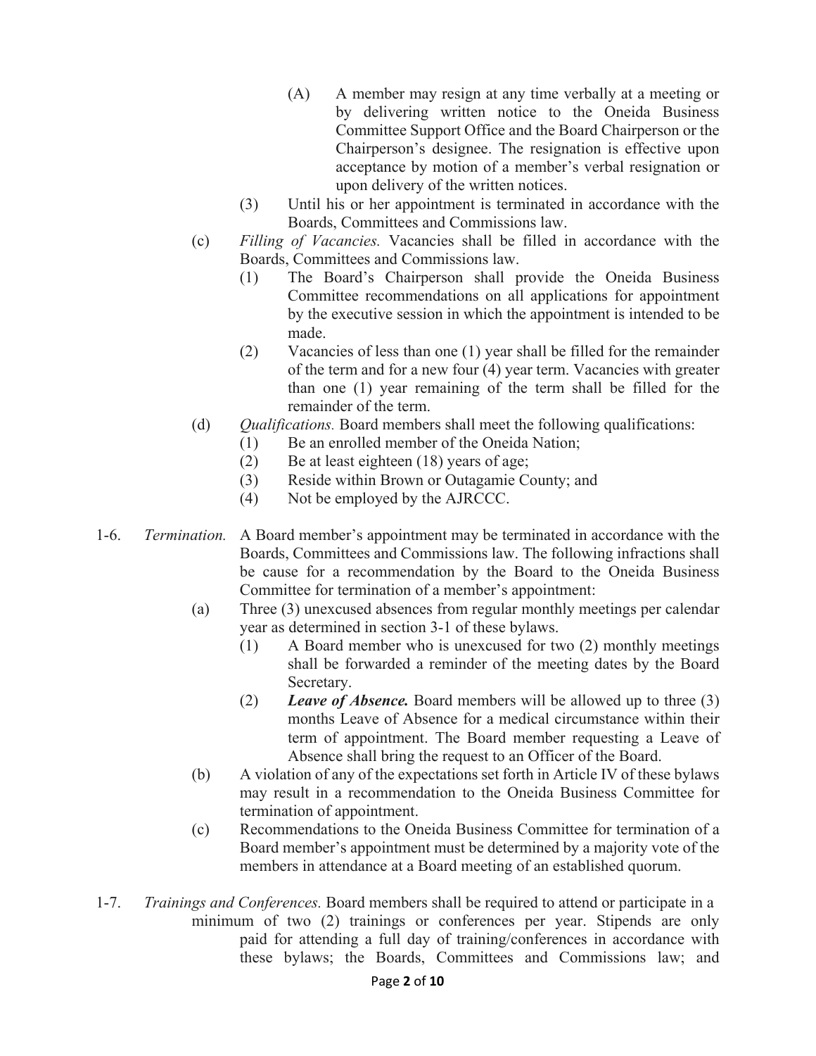(A) A member may resign at any time verbally at a meeting or by delivering written notice to the Oneida Business Committee Support Office and the Board Chairperson or the Chairperson's designee. The resignation is effective upon acceptance by motion of a member's verbal resignation or upon delivery of the written notices.

(3) Until his or her appointment is terminated in accordance with the Boards, Committees and Commissions law.

(c) *Filling of Vacancies.* Vacancies shall be filled in accordance with the Boards, Committees and Commissions law.

(1) The Board's Chairperson shall provide the Oneida Business Committee recommendations on all applications for appointment by the executive session in which the appointment is intended to be made.

(2) Vacancies of less than one (1) year shall be filled for the remainder of the term and for a new four (4) year term. Vacancies with greater than one (1) year remaining of the term shall be filled for the remainder of the term.

(d) *Qualifications.* Board members shall meet the following qualifications:

(1) Be an enrolled member of the Oneida Nation;

(2) Be at least eighteen (18) years of age;

(3) Reside within Brown or Outagamie County; and

(4) Not be employed by the AJRCCC.

1-6. *Termination.* A Board member's appointment may be terminated in accordance with the Boards, Committees and Commissions law. The following infractions shall be cause for a recommendation by the Board to the Oneida Business Committee for termination of a member's appointment:

(a) Three (3) unexcused absences from regular monthly meetings per calendar year as determined in section 3-1 of these bylaws.

(1) A Board member who is unexcused for two (2) monthly meetings shall be forwarded a reminder of the meeting dates by the Board Secretary.

(2) ***Leave of Absence.*** Board members will be allowed up to three (3) months Leave of Absence for a medical circumstance within their term of appointment. The Board member requesting a Leave of Absence shall bring the request to an Officer of the Board.

(b) A violation of any of the expectations set forth in Article IV of these bylaws may result in a recommendation to the Oneida Business Committee for termination of appointment.

(c) Recommendations to the Oneida Business Committee for termination of a Board member's appointment must be determined by a majority vote of the members in attendance at a Board meeting of an established quorum.

1-7. *Trainings and Conferences.* Board members shall be required to attend or participate in a minimum of two (2) trainings or conferences per year. Stipends are only paid for attending a full day of training/conferences in accordance with these bylaws; the Boards, Committees and Commissions law; and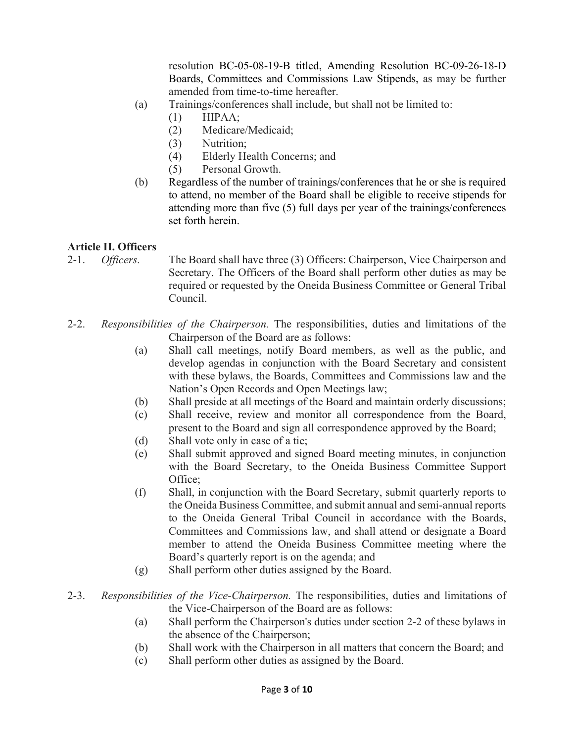resolution BC-05-08-19-B titled, Amending Resolution BC-09-26-18-D Boards, Committees and Commissions Law Stipends, as may be further amended from time-to-time hereafter.

(a) Trainings/conferences shall include, but shall not be limited to:
  (1) HIPAA;
  (2) Medicare/Medicaid;
  (3) Nutrition;
  (4) Elderly Health Concerns; and
  (5) Personal Growth.

(b) Regardless of the number of trainings/conferences that he or she is required to attend, no member of the Board shall be eligible to receive stipends for attending more than five (5) full days per year of the trainings/conferences set forth herein.

## Article II. Officers

2-1. *Officers.* The Board shall have three (3) Officers: Chairperson, Vice Chairperson and Secretary. The Officers of the Board shall perform other duties as may be required or requested by the Oneida Business Committee or General Tribal Council.

2-2. *Responsibilities of the Chairperson.* The responsibilities, duties and limitations of the Chairperson of the Board are as follows:

(a) Shall call meetings, notify Board members, as well as the public, and develop agendas in conjunction with the Board Secretary and consistent with these bylaws, the Boards, Committees and Commissions law and the Nation's Open Records and Open Meetings law;

(b) Shall preside at all meetings of the Board and maintain orderly discussions;

(c) Shall receive, review and monitor all correspondence from the Board, present to the Board and sign all correspondence approved by the Board;

(d) Shall vote only in case of a tie;

(e) Shall submit approved and signed Board meeting minutes, in conjunction with the Board Secretary, to the Oneida Business Committee Support Office;

(f) Shall, in conjunction with the Board Secretary, submit quarterly reports to the Oneida Business Committee, and submit annual and semi-annual reports to the Oneida General Tribal Council in accordance with the Boards, Committees and Commissions law, and shall attend or designate a Board member to attend the Oneida Business Committee meeting where the Board's quarterly report is on the agenda; and

(g) Shall perform other duties assigned by the Board.

2-3. *Responsibilities of the Vice-Chairperson.* The responsibilities, duties and limitations of the Vice-Chairperson of the Board are as follows:

(a) Shall perform the Chairperson's duties under section 2-2 of these bylaws in the absence of the Chairperson;

(b) Shall work with the Chairperson in all matters that concern the Board; and

(c) Shall perform other duties as assigned by the Board.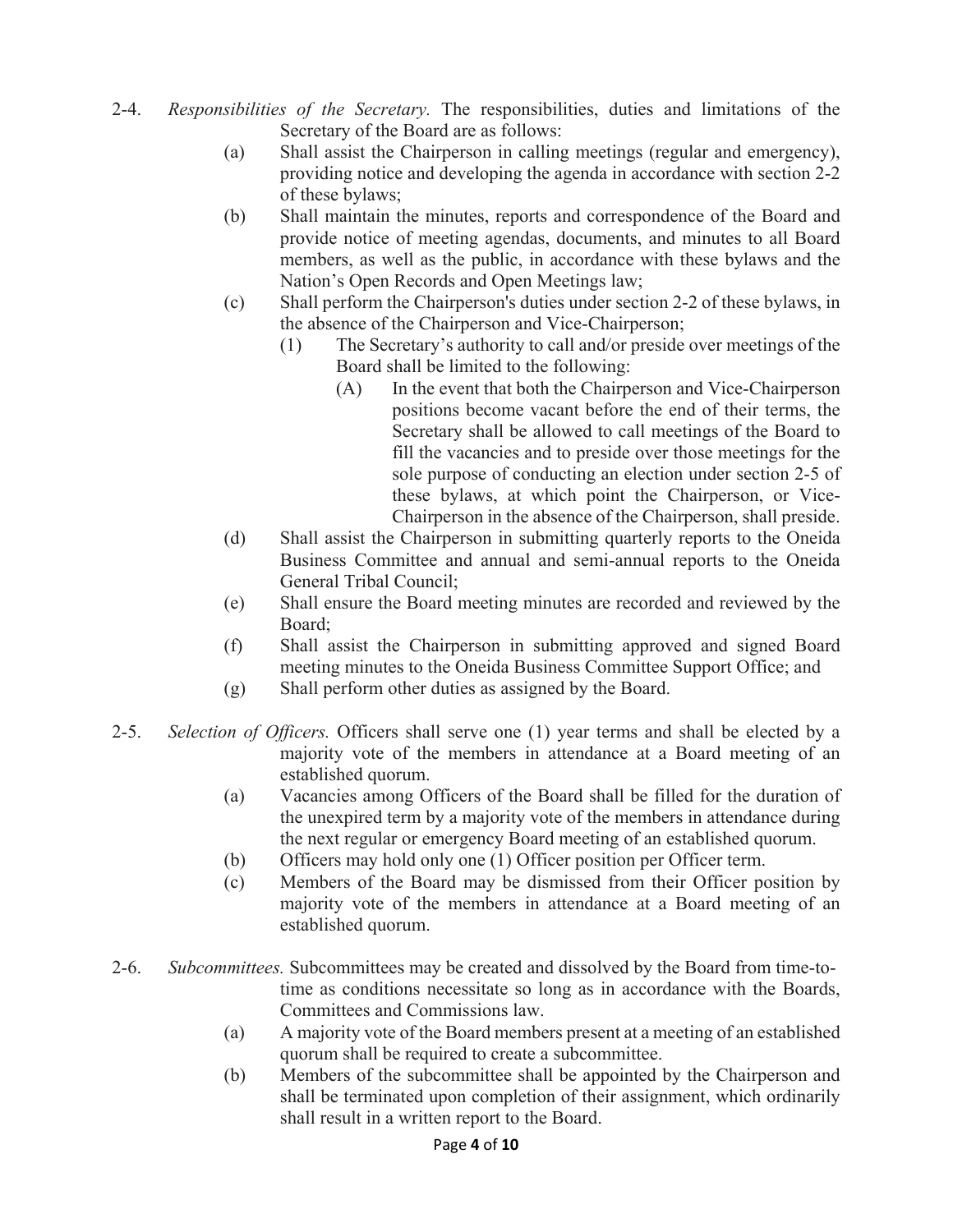2-4. *Responsibilities of the Secretary.* The responsibilities, duties and limitations of the Secretary of the Board are as follows:

- (a) Shall assist the Chairperson in calling meetings (regular and emergency), providing notice and developing the agenda in accordance with section 2-2 of these bylaws;
- (b) Shall maintain the minutes, reports and correspondence of the Board and provide notice of meeting agendas, documents, and minutes to all Board members, as well as the public, in accordance with these bylaws and the Nation's Open Records and Open Meetings law;
- (c) Shall perform the Chairperson's duties under section 2-2 of these bylaws, in the absence of the Chairperson and Vice-Chairperson;
  - (1) The Secretary's authority to call and/or preside over meetings of the Board shall be limited to the following:
    - (A) In the event that both the Chairperson and Vice-Chairperson positions become vacant before the end of their terms, the Secretary shall be allowed to call meetings of the Board to fill the vacancies and to preside over those meetings for the sole purpose of conducting an election under section 2-5 of these bylaws, at which point the Chairperson, or Vice-Chairperson in the absence of the Chairperson, shall preside.
- (d) Shall assist the Chairperson in submitting quarterly reports to the Oneida Business Committee and annual and semi-annual reports to the Oneida General Tribal Council;
- (e) Shall ensure the Board meeting minutes are recorded and reviewed by the Board;
- (f) Shall assist the Chairperson in submitting approved and signed Board meeting minutes to the Oneida Business Committee Support Office; and
- (g) Shall perform other duties as assigned by the Board.

2-5. *Selection of Officers.* Officers shall serve one (1) year terms and shall be elected by a majority vote of the members in attendance at a Board meeting of an established quorum.

- (a) Vacancies among Officers of the Board shall be filled for the duration of the unexpired term by a majority vote of the members in attendance during the next regular or emergency Board meeting of an established quorum.
- (b) Officers may hold only one (1) Officer position per Officer term.
- (c) Members of the Board may be dismissed from their Officer position by majority vote of the members in attendance at a Board meeting of an established quorum.

2-6. *Subcommittees.* Subcommittees may be created and dissolved by the Board from time-to-time as conditions necessitate so long as in accordance with the Boards, Committees and Commissions law.

- (a) A majority vote of the Board members present at a meeting of an established quorum shall be required to create a subcommittee.
- (b) Members of the subcommittee shall be appointed by the Chairperson and shall be terminated upon completion of their assignment, which ordinarily shall result in a written report to the Board.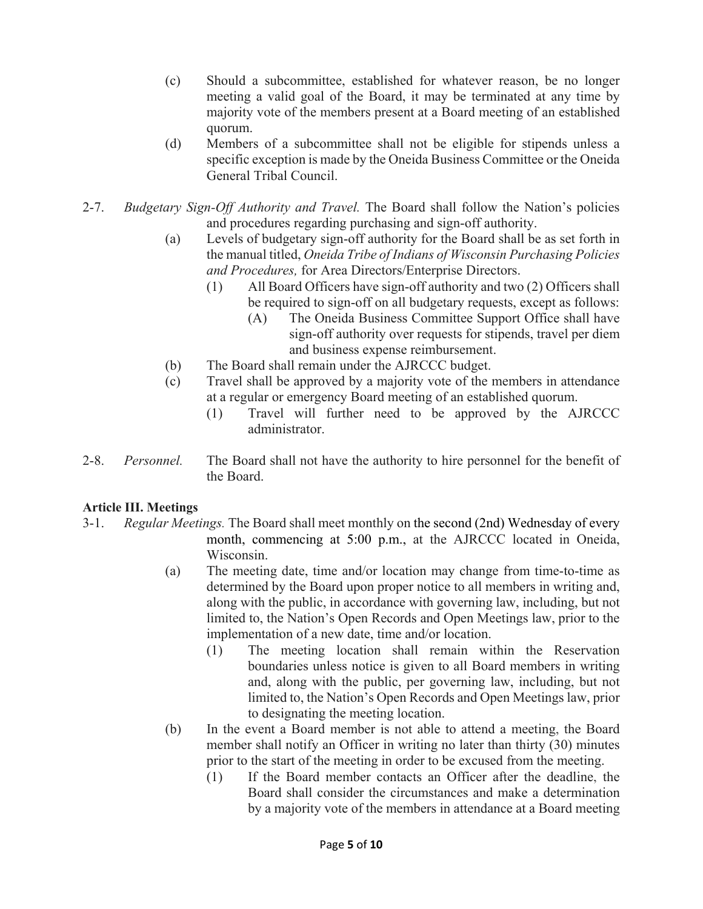(c) Should a subcommittee, established for whatever reason, be no longer meeting a valid goal of the Board, it may be terminated at any time by majority vote of the members present at a Board meeting of an established quorum.

(d) Members of a subcommittee shall not be eligible for stipends unless a specific exception is made by the Oneida Business Committee or the Oneida General Tribal Council.

2-7. *Budgetary Sign-Off Authority and Travel.* The Board shall follow the Nation's policies and procedures regarding purchasing and sign-off authority.

(a) Levels of budgetary sign-off authority for the Board shall be as set forth in the manual titled, *Oneida Tribe of Indians of Wisconsin Purchasing Policies and Procedures,* for Area Directors/Enterprise Directors.

(1) All Board Officers have sign-off authority and two (2) Officers shall be required to sign-off on all budgetary requests, except as follows:

(A) The Oneida Business Committee Support Office shall have sign-off authority over requests for stipends, travel per diem and business expense reimbursement.

(b) The Board shall remain under the AJRCCC budget.

(c) Travel shall be approved by a majority vote of the members in attendance at a regular or emergency Board meeting of an established quorum.

(1) Travel will further need to be approved by the AJRCCC administrator.

2-8. *Personnel.* The Board shall not have the authority to hire personnel for the benefit of the Board.

**Article III. Meetings**

3-1. *Regular Meetings.* The Board shall meet monthly on the second (2nd) Wednesday of every month, commencing at 5:00 p.m., at the AJRCCC located in Oneida, Wisconsin.

(a) The meeting date, time and/or location may change from time-to-time as determined by the Board upon proper notice to all members in writing and, along with the public, in accordance with governing law, including, but not limited to, the Nation's Open Records and Open Meetings law, prior to the implementation of a new date, time and/or location.

(1) The meeting location shall remain within the Reservation boundaries unless notice is given to all Board members in writing and, along with the public, per governing law, including, but not limited to, the Nation's Open Records and Open Meetings law, prior to designating the meeting location.

(b) In the event a Board member is not able to attend a meeting, the Board member shall notify an Officer in writing no later than thirty (30) minutes prior to the start of the meeting in order to be excused from the meeting.

(1) If the Board member contacts an Officer after the deadline, the Board shall consider the circumstances and make a determination by a majority vote of the members in attendance at a Board meeting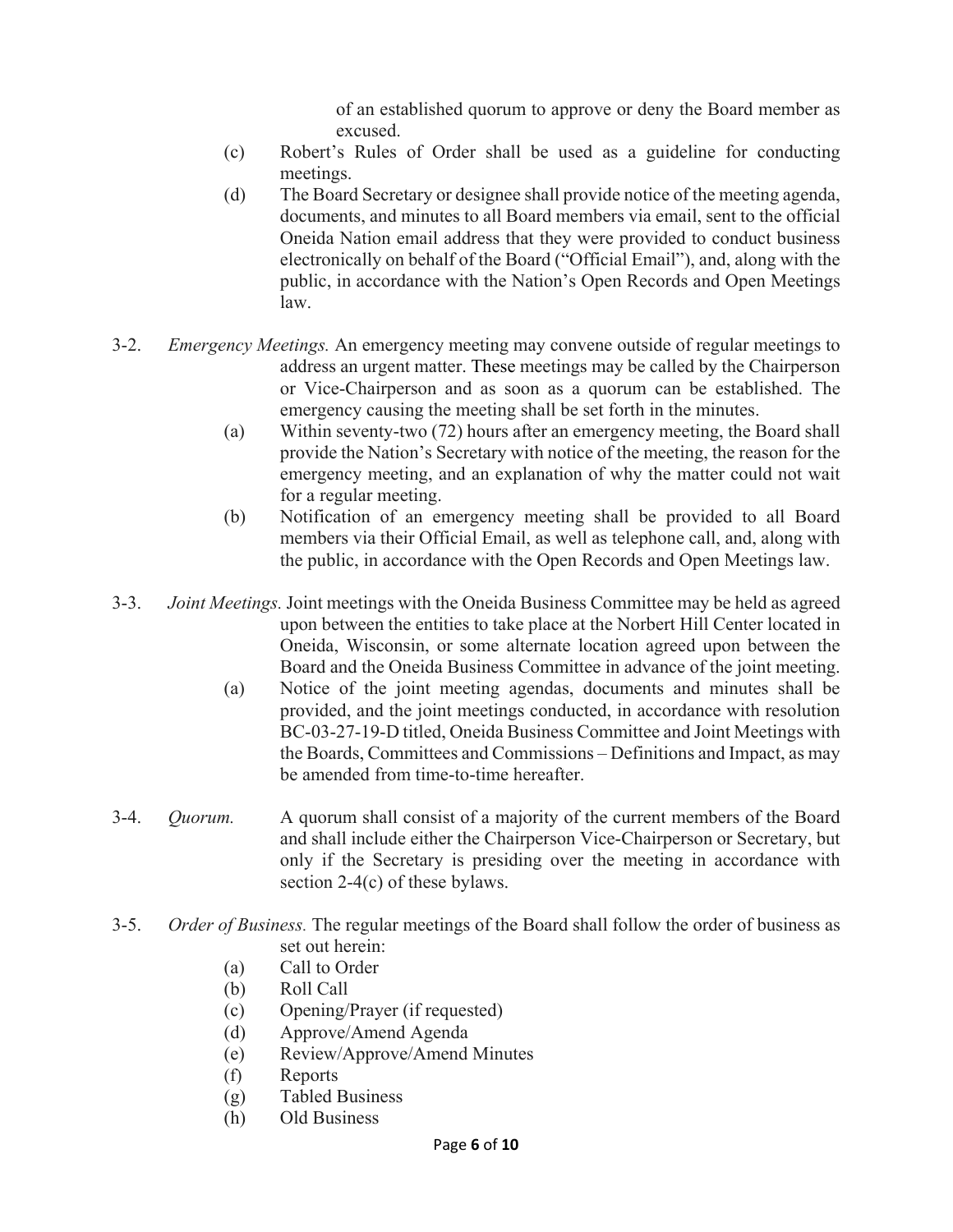of an established quorum to approve or deny the Board member as excused.

(c) Robert's Rules of Order shall be used as a guideline for conducting meetings.

(d) The Board Secretary or designee shall provide notice of the meeting agenda, documents, and minutes to all Board members via email, sent to the official Oneida Nation email address that they were provided to conduct business electronically on behalf of the Board ("Official Email"), and, along with the public, in accordance with the Nation's Open Records and Open Meetings law.

3-2. *Emergency Meetings.* An emergency meeting may convene outside of regular meetings to address an urgent matter. These meetings may be called by the Chairperson or Vice-Chairperson and as soon as a quorum can be established. The emergency causing the meeting shall be set forth in the minutes.

(a) Within seventy-two (72) hours after an emergency meeting, the Board shall provide the Nation's Secretary with notice of the meeting, the reason for the emergency meeting, and an explanation of why the matter could not wait for a regular meeting.

(b) Notification of an emergency meeting shall be provided to all Board members via their Official Email, as well as telephone call, and, along with the public, in accordance with the Open Records and Open Meetings law.

3-3. *Joint Meetings.* Joint meetings with the Oneida Business Committee may be held as agreed upon between the entities to take place at the Norbert Hill Center located in Oneida, Wisconsin, or some alternate location agreed upon between the Board and the Oneida Business Committee in advance of the joint meeting.

(a) Notice of the joint meeting agendas, documents and minutes shall be provided, and the joint meetings conducted, in accordance with resolution BC-03-27-19-D titled, Oneida Business Committee and Joint Meetings with the Boards, Committees and Commissions – Definitions and Impact, as may be amended from time-to-time hereafter.

3-4. *Quorum.* A quorum shall consist of a majority of the current members of the Board and shall include either the Chairperson Vice-Chairperson or Secretary, but only if the Secretary is presiding over the meeting in accordance with section 2-4(c) of these bylaws.

3-5. *Order of Business.* The regular meetings of the Board shall follow the order of business as set out herein:

(a) Call to Order
(b) Roll Call
(c) Opening/Prayer (if requested)
(d) Approve/Amend Agenda
(e) Review/Approve/Amend Minutes
(f) Reports
(g) Tabled Business
(h) Old Business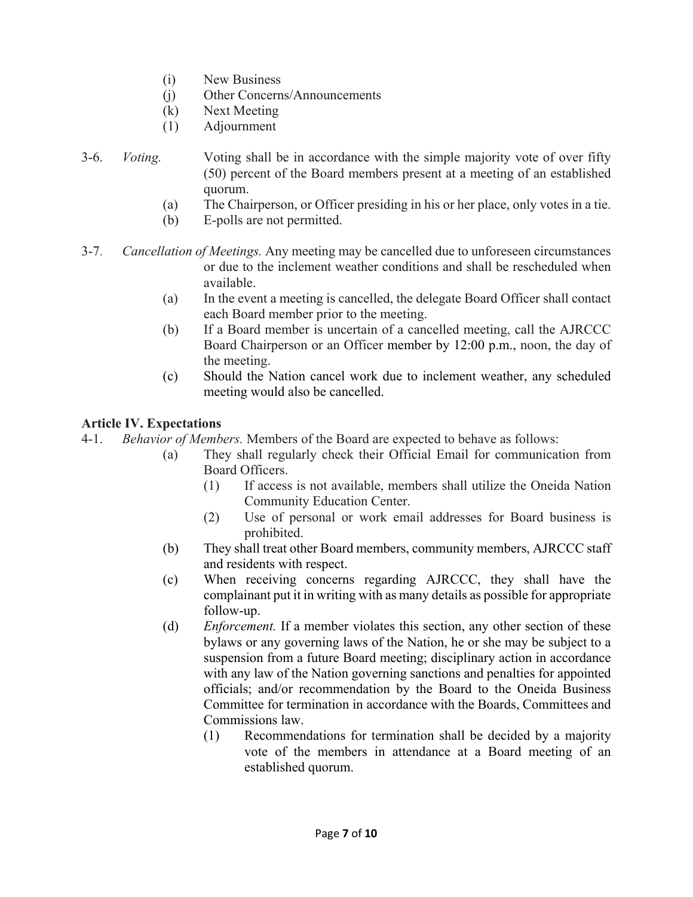(i) New Business
(j) Other Concerns/Announcements
(k) Next Meeting
(l) Adjournment

3-6. *Voting.* Voting shall be in accordance with the simple majority vote of over fifty (50) percent of the Board members present at a meeting of an established quorum.
(a) The Chairperson, or Officer presiding in his or her place, only votes in a tie.
(b) E-polls are not permitted.

3-7. *Cancellation of Meetings.* Any meeting may be cancelled due to unforeseen circumstances or due to the inclement weather conditions and shall be rescheduled when available.
(a) In the event a meeting is cancelled, the delegate Board Officer shall contact each Board member prior to the meeting.
(b) If a Board member is uncertain of a cancelled meeting, call the AJRCCC Board Chairperson or an Officer member by 12:00 p.m., noon, the day of the meeting.
(c) Should the Nation cancel work due to inclement weather, any scheduled meeting would also be cancelled.

**Article IV. Expectations**

4-1. *Behavior of Members.* Members of the Board are expected to behave as follows:
(a) They shall regularly check their Official Email for communication from Board Officers.
(1) If access is not available, members shall utilize the Oneida Nation Community Education Center.
(2) Use of personal or work email addresses for Board business is prohibited.
(b) They shall treat other Board members, community members, AJRCCC staff and residents with respect.
(c) When receiving concerns regarding AJRCCC, they shall have the complainant put it in writing with as many details as possible for appropriate follow-up.
(d) *Enforcement.* If a member violates this section, any other section of these bylaws or any governing laws of the Nation, he or she may be subject to a suspension from a future Board meeting; disciplinary action in accordance with any law of the Nation governing sanctions and penalties for appointed officials; and/or recommendation by the Board to the Oneida Business Committee for termination in accordance with the Boards, Committees and Commissions law.
(1) Recommendations for termination shall be decided by a majority vote of the members in attendance at a Board meeting of an established quorum.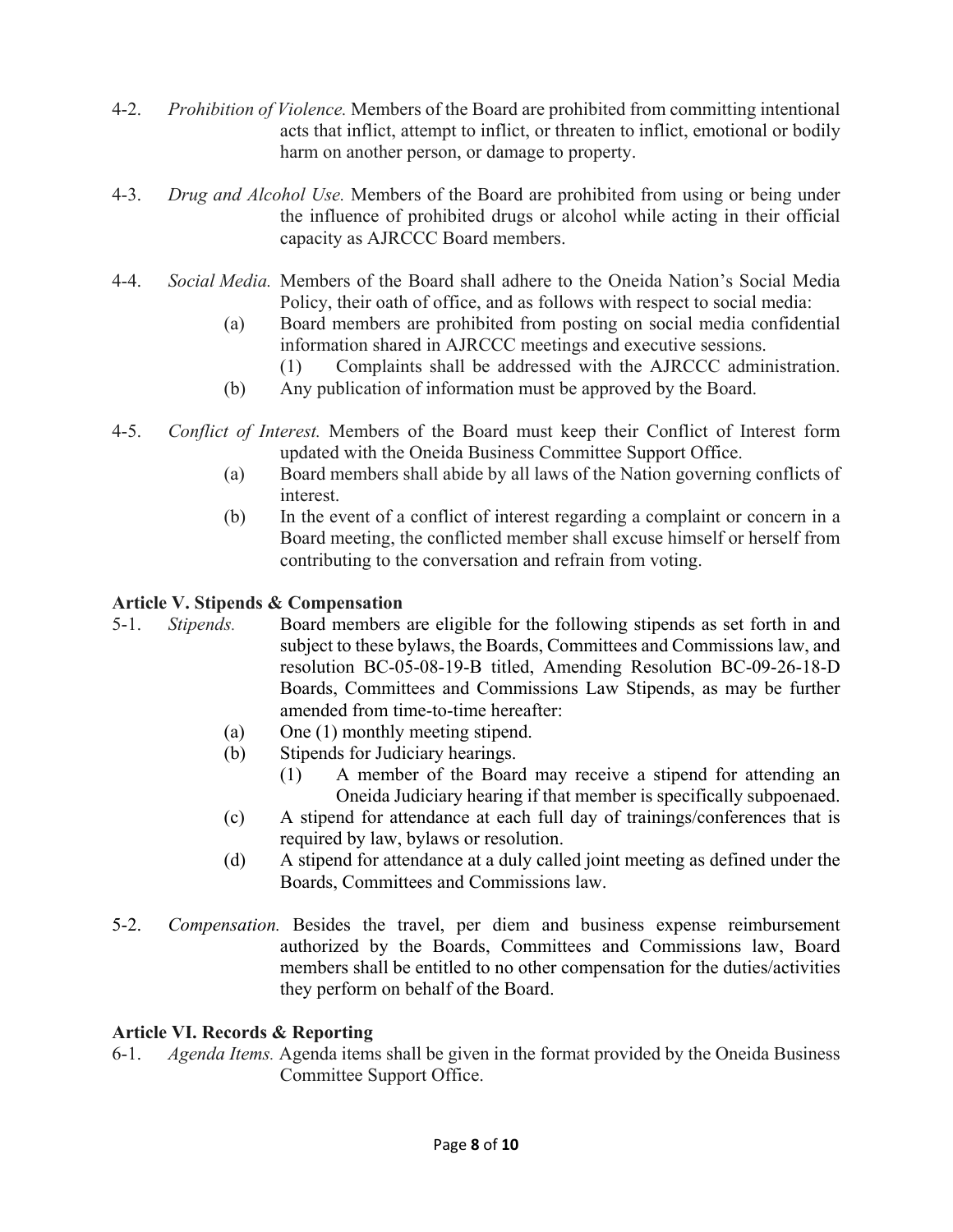4-2. *Prohibition of Violence.* Members of the Board are prohibited from committing intentional acts that inflict, attempt to inflict, or threaten to inflict, emotional or bodily harm on another person, or damage to property.

4-3. *Drug and Alcohol Use.* Members of the Board are prohibited from using or being under the influence of prohibited drugs or alcohol while acting in their official capacity as AJRCCC Board members.

4-4. *Social Media.* Members of the Board shall adhere to the Oneida Nation's Social Media Policy, their oath of office, and as follows with respect to social media:

- (a) Board members are prohibited from posting on social media confidential information shared in AJRCCC meetings and executive sessions.
  - (1) Complaints shall be addressed with the AJRCCC administration.
- (b) Any publication of information must be approved by the Board.

4-5. *Conflict of Interest.* Members of the Board must keep their Conflict of Interest form updated with the Oneida Business Committee Support Office.

- (a) Board members shall abide by all laws of the Nation governing conflicts of interest.
- (b) In the event of a conflict of interest regarding a complaint or concern in a Board meeting, the conflicted member shall excuse himself or herself from contributing to the conversation and refrain from voting.

## Article V. Stipends & Compensation

5-1. *Stipends.* Board members are eligible for the following stipends as set forth in and subject to these bylaws, the Boards, Committees and Commissions law, and resolution BC-05-08-19-B titled, Amending Resolution BC-09-26-18-D Boards, Committees and Commissions Law Stipends, as may be further amended from time-to-time hereafter:

- (a) One (1) monthly meeting stipend.
- (b) Stipends for Judiciary hearings.
  - (1) A member of the Board may receive a stipend for attending an Oneida Judiciary hearing if that member is specifically subpoenaed.
- (c) A stipend for attendance at each full day of trainings/conferences that is required by law, bylaws or resolution.
- (d) A stipend for attendance at a duly called joint meeting as defined under the Boards, Committees and Commissions law.

5-2. *Compensation.* Besides the travel, per diem and business expense reimbursement authorized by the Boards, Committees and Commissions law, Board members shall be entitled to no other compensation for the duties/activities they perform on behalf of the Board.

## Article VI. Records & Reporting

6-1. *Agenda Items.* Agenda items shall be given in the format provided by the Oneida Business Committee Support Office.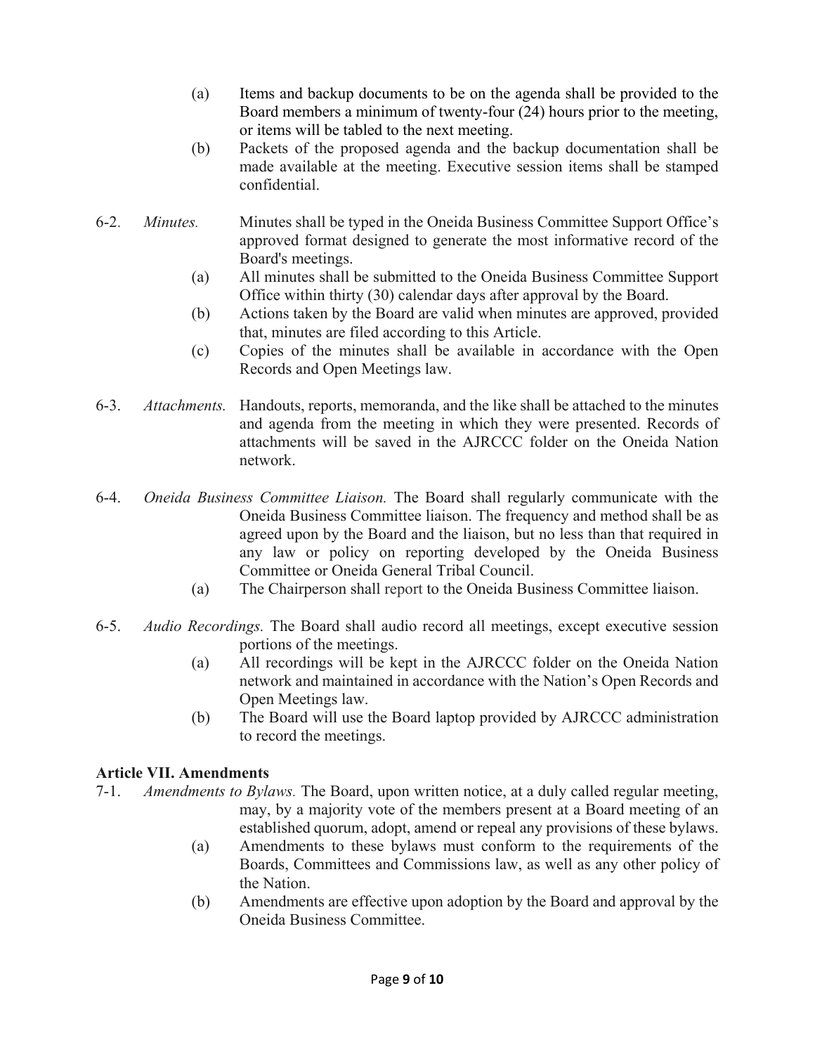(a) Items and backup documents to be on the agenda shall be provided to the Board members a minimum of twenty-four (24) hours prior to the meeting, or items will be tabled to the next meeting.

(b) Packets of the proposed agenda and the backup documentation shall be made available at the meeting. Executive session items shall be stamped confidential.

6-2. *Minutes.* Minutes shall be typed in the Oneida Business Committee Support Office's approved format designed to generate the most informative record of the Board's meetings.

(a) All minutes shall be submitted to the Oneida Business Committee Support Office within thirty (30) calendar days after approval by the Board.

(b) Actions taken by the Board are valid when minutes are approved, provided that, minutes are filed according to this Article.

(c) Copies of the minutes shall be available in accordance with the Open Records and Open Meetings law.

6-3. *Attachments.* Handouts, reports, memoranda, and the like shall be attached to the minutes and agenda from the meeting in which they were presented. Records of attachments will be saved in the AJRCCC folder on the Oneida Nation network.

6-4. *Oneida Business Committee Liaison.* The Board shall regularly communicate with the Oneida Business Committee liaison. The frequency and method shall be as agreed upon by the Board and the liaison, but no less than that required in any law or policy on reporting developed by the Oneida Business Committee or Oneida General Tribal Council.

(a) The Chairperson shall report to the Oneida Business Committee liaison.

6-5. *Audio Recordings.* The Board shall audio record all meetings, except executive session portions of the meetings.

(a) All recordings will be kept in the AJRCCC folder on the Oneida Nation network and maintained in accordance with the Nation's Open Records and Open Meetings law.

(b) The Board will use the Board laptop provided by AJRCCC administration to record the meetings.

**Article VII. Amendments**

7-1. *Amendments to Bylaws.* The Board, upon written notice, at a duly called regular meeting, may, by a majority vote of the members present at a Board meeting of an established quorum, adopt, amend or repeal any provisions of these bylaws.

(a) Amendments to these bylaws must conform to the requirements of the Boards, Committees and Commissions law, as well as any other policy of the Nation.

(b) Amendments are effective upon adoption by the Board and approval by the Oneida Business Committee.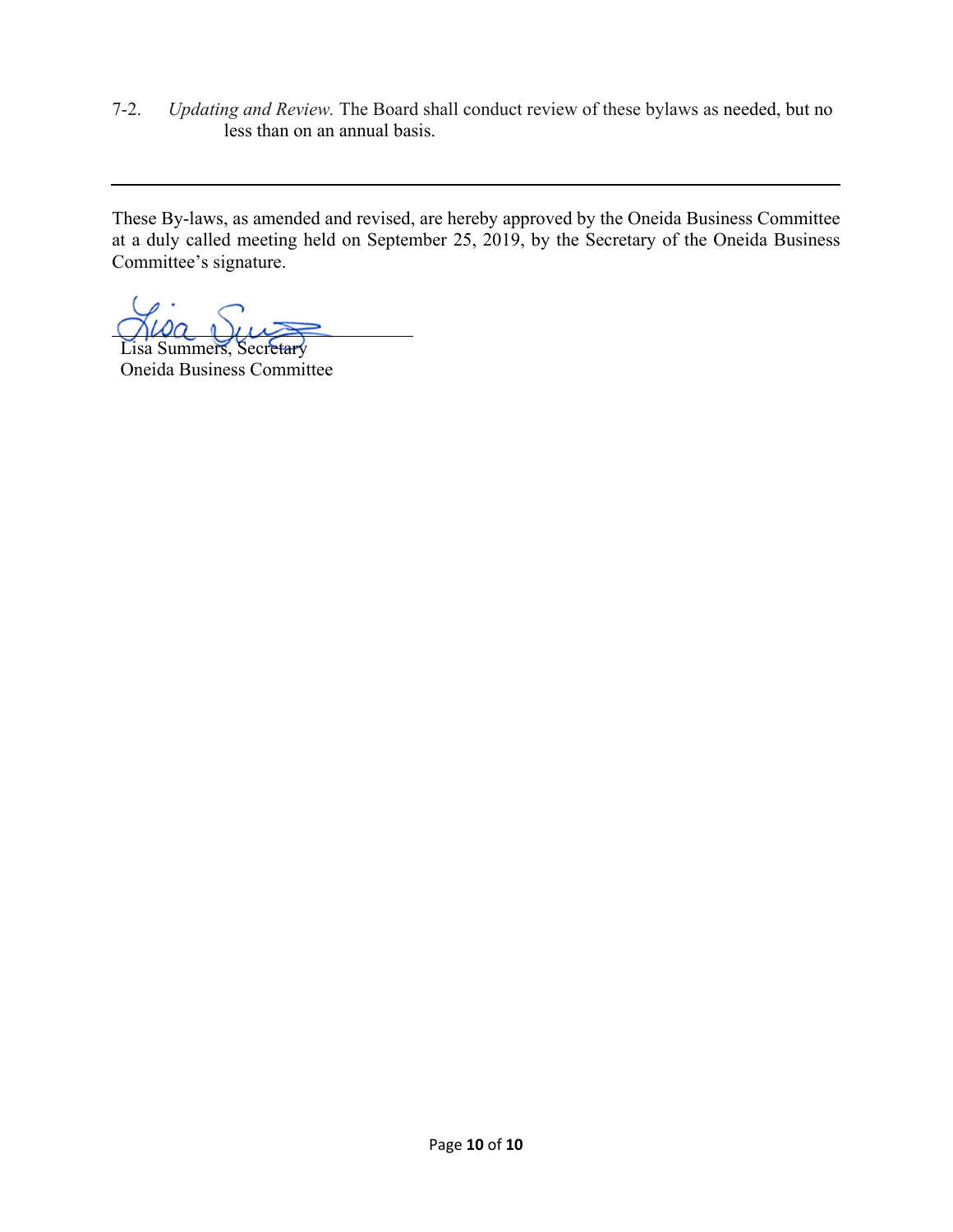7-2. *Updating and Review.* The Board shall conduct review of these bylaws as needed, but no less than on an annual basis.

---

These By-laws, as amended and revised, are hereby approved by the Oneida Business Committee at a duly called meeting held on September 25, 2019, by the Secretary of the Oneida Business Committee's signature.

Lisa Summers, Secretary
Oneida Business Committee